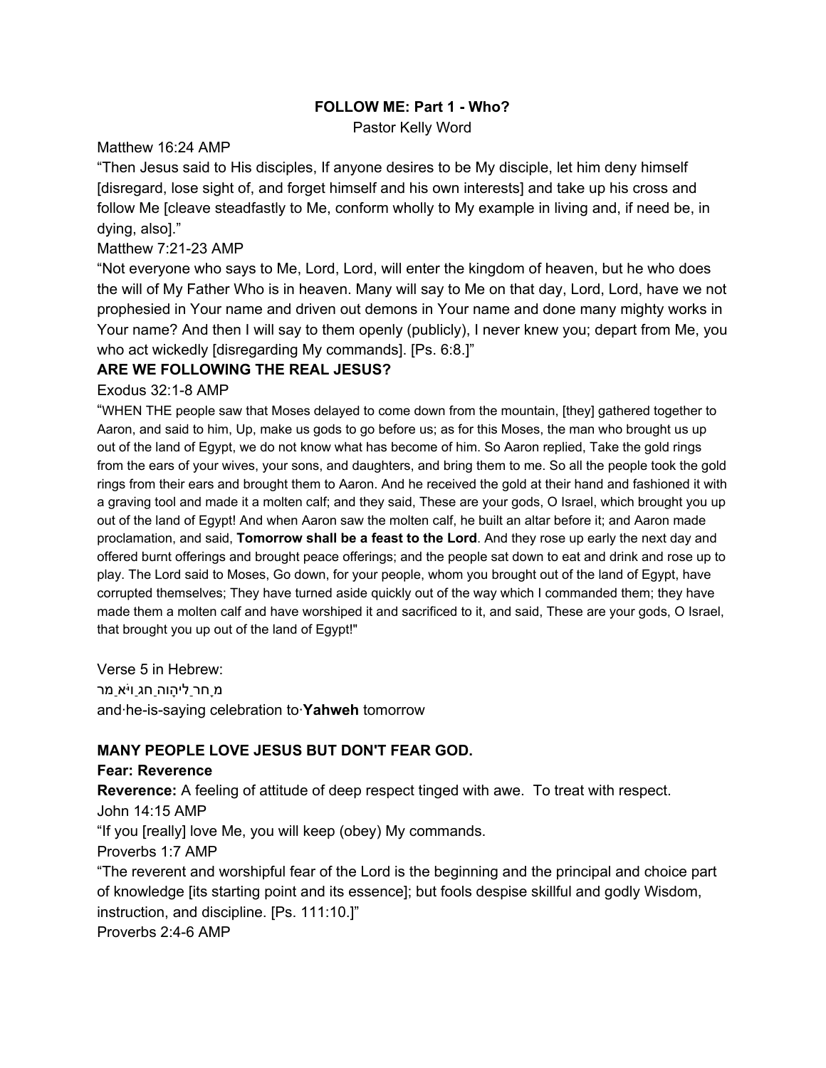**FOLLOW ME: Part 1 - Who?**

Pastor Kelly Word

Matthew 16:24 AMP

"Then Jesus said to His disciples, If anyone desires to be My disciple, let him deny himself [disregard, lose sight of, and forget himself and his own interests] and take up his cross and follow Me [cleave steadfastly to Me, conform wholly to My example in living and, if need be, in dying, also]."

Matthew 7:21-23 AMP

"Not everyone who says to Me, Lord, Lord, will enter the kingdom of heaven, but he who does the will of My Father Who is in heaven. Many will say to Me on that day, Lord, Lord, have we not prophesied in Your name and driven out demons in Your name and done many mighty works in Your name? And then I will say to them openly (publicly), I never knew you; depart from Me, you who act wickedly [disregarding My commands]. [Ps. 6:8.]"

**ARE WE FOLLOWING THE REAL JESUS?**

Exodus 32:1-8 AMP

"WHEN THE people saw that Moses delayed to come down from the mountain, [they] gathered together to Aaron, and said to him, Up, make us gods to go before us; as for this Moses, the man who brought us up out of the land of Egypt, we do not know what has become of him. So Aaron replied, Take the gold rings from the ears of your wives, your sons, and daughters, and bring them to me. So all the people took the gold rings from their ears and brought them to Aaron. And he received the gold at their hand and fashioned it with a graving tool and made it a molten calf; and they said, These are your gods, O Israel, which brought you up out of the land of Egypt! And when Aaron saw the molten calf, he built an altar before it; and Aaron made proclamation, and said, **Tomorrow shall be a feast to the Lord**. And they rose up early the next day and offered burnt offerings and brought peace offerings; and the people sat down to eat and drink and rose up to play. The Lord said to Moses, Go down, for your people, whom you brought out of the land of Egypt, have corrupted themselves; They have turned aside quickly out of the way which I commanded them; they have made them a molten calf and have worshiped it and sacrificed to it, and said, These are your gods, O Israel, that brought you up out of the land of Egypt!"

Verse 5 in Hebrew:

מָחָר׃ לַיהוָה חַג וַיֹּאמַר

and·he-is-saying celebration to·**Yahweh** tomorrow

**MANY PEOPLE LOVE JESUS BUT DON'T FEAR GOD.**

**Fear: Reverence**

**Reverence:** A feeling of attitude of deep respect tinged with awe. To treat with respect.

John 14:15 AMP

"If you [really] love Me, you will keep (obey) My commands.

Proverbs 1:7 AMP

"The reverent and worshipful fear of the Lord is the beginning and the principal and choice part of knowledge [its starting point and its essence]; but fools despise skillful and godly Wisdom, instruction, and discipline. [Ps. 111:10.]"

Proverbs 2:4-6 AMP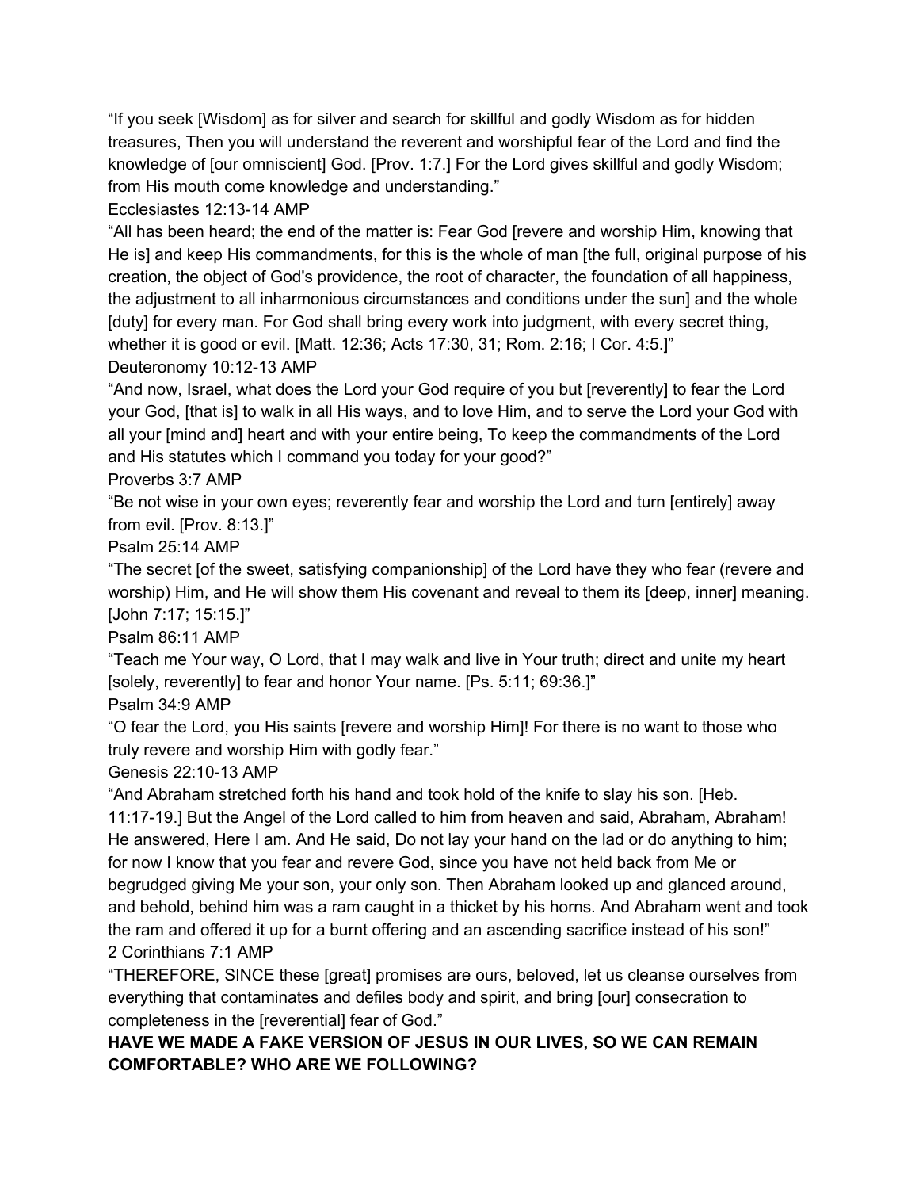"If you seek [Wisdom] as for silver and search for skillful and godly Wisdom as for hidden treasures, Then you will understand the reverent and worshipful fear of the Lord and find the knowledge of [our omniscient] God. [Prov. 1:7.] For the Lord gives skillful and godly Wisdom; from His mouth come knowledge and understanding."

Ecclesiastes 12:13-14 AMP

"All has been heard; the end of the matter is: Fear God [revere and worship Him, knowing that He is] and keep His commandments, for this is the whole of man [the full, original purpose of his creation, the object of God's providence, the root of character, the foundation of all happiness, the adjustment to all inharmonious circumstances and conditions under the sun] and the whole [duty] for every man. For God shall bring every work into judgment, with every secret thing, whether it is good or evil. [Matt. 12:36; Acts 17:30, 31; Rom. 2:16; I Cor. 4:5.]"

Deuteronomy 10:12-13 AMP

"And now, Israel, what does the Lord your God require of you but [reverently] to fear the Lord your God, [that is] to walk in all His ways, and to love Him, and to serve the Lord your God with all your [mind and] heart and with your entire being, To keep the commandments of the Lord and His statutes which I command you today for your good?"

Proverbs 3:7 AMP

"Be not wise in your own eyes; reverently fear and worship the Lord and turn [entirely] away from evil. [Prov. 8:13.]"

Psalm 25:14 AMP

"The secret [of the sweet, satisfying companionship] of the Lord have they who fear (revere and worship) Him, and He will show them His covenant and reveal to them its [deep, inner] meaning. [John 7:17; 15:15.]"

Psalm 86:11 AMP

"Teach me Your way, O Lord, that I may walk and live in Your truth; direct and unite my heart [solely, reverently] to fear and honor Your name. [Ps. 5:11; 69:36.]"

Psalm 34:9 AMP

"O fear the Lord, you His saints [revere and worship Him]! For there is no want to those who truly revere and worship Him with godly fear."

Genesis 22:10-13 AMP

"And Abraham stretched forth his hand and took hold of the knife to slay his son. [Heb. 11:17-19.] But the Angel of the Lord called to him from heaven and said, Abraham, Abraham! He answered, Here I am. And He said, Do not lay your hand on the lad or do anything to him; for now I know that you fear and revere God, since you have not held back from Me or begrudged giving Me your son, your only son. Then Abraham looked up and glanced around, and behold, behind him was a ram caught in a thicket by his horns. And Abraham went and took the ram and offered it up for a burnt offering and an ascending sacrifice instead of his son!"

2 Corinthians 7:1 AMP

"THEREFORE, SINCE these [great] promises are ours, beloved, let us cleanse ourselves from everything that contaminates and defiles body and spirit, and bring [our] consecration to completeness in the [reverential] fear of God."

**HAVE WE MADE A FAKE VERSION OF JESUS IN OUR LIVES, SO WE CAN REMAIN COMFORTABLE? WHO ARE WE FOLLOWING?**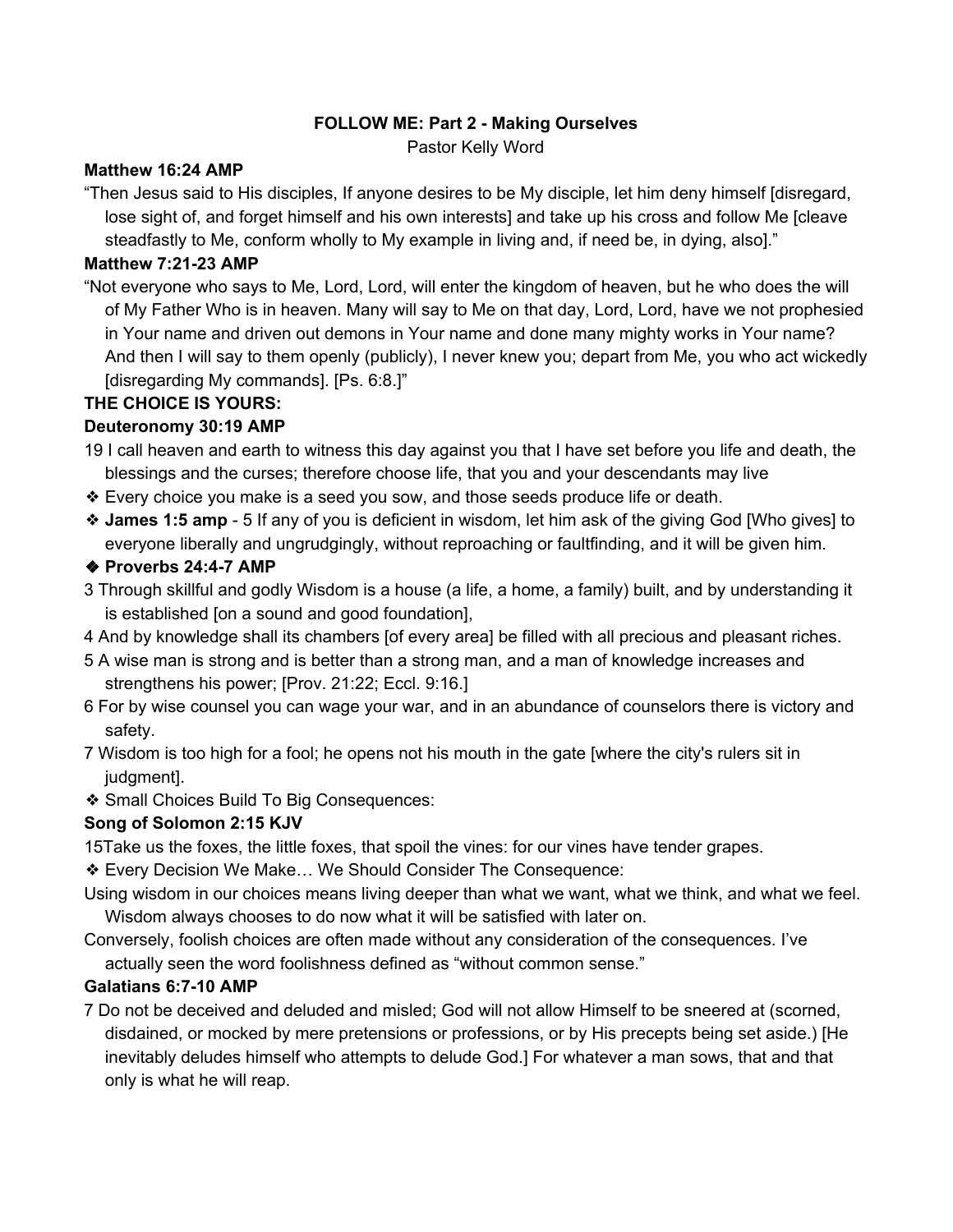**FOLLOW ME: Part 2 - Making Ourselves**

Pastor Kelly Word

**Matthew 16:24 AMP**

"Then Jesus said to His disciples, If anyone desires to be My disciple, let him deny himself [disregard, lose sight of, and forget himself and his own interests] and take up his cross and follow Me [cleave steadfastly to Me, conform wholly to My example in living and, if need be, in dying, also]."

**Matthew 7:21-23 AMP**

"Not everyone who says to Me, Lord, Lord, will enter the kingdom of heaven, but he who does the will of My Father Who is in heaven. Many will say to Me on that day, Lord, Lord, have we not prophesied in Your name and driven out demons in Your name and done many mighty works in Your name? And then I will say to them openly (publicly), I never knew you; depart from Me, you who act wickedly [disregarding My commands]. [Ps. 6:8.]"

**THE CHOICE IS YOURS:**

**Deuteronomy 30:19 AMP**

19 I call heaven and earth to witness this day against you that I have set before you life and death, the blessings and the curses; therefore choose life, that you and your descendants may live

- Every choice you make is a seed you sow, and those seeds produce life or death.
- **James 1:5 amp** - 5 If any of you is deficient in wisdom, let him ask of the giving God [Who gives] to everyone liberally and ungrudgingly, without reproaching or faultfinding, and it will be given him.
- **Proverbs 24:4-7 AMP**

3 Through skillful and godly Wisdom is a house (a life, a home, a family) built, and by understanding it is established [on a sound and good foundation],

4 And by knowledge shall its chambers [of every area] be filled with all precious and pleasant riches.

5 A wise man is strong and is better than a strong man, and a man of knowledge increases and strengthens his power; [Prov. 21:22; Eccl. 9:16.]

6 For by wise counsel you can wage your war, and in an abundance of counselors there is victory and safety.

7 Wisdom is too high for a fool; he opens not his mouth in the gate [where the city's rulers sit in judgment].

- Small Choices Build To Big Consequences:

**Song of Solomon 2:15 KJV**

15Take us the foxes, the little foxes, that spoil the vines: for our vines have tender grapes.

- Every Decision We Make… We Should Consider The Consequence:

Using wisdom in our choices means living deeper than what we want, what we think, and what we feel. Wisdom always chooses to do now what it will be satisfied with later on.

Conversely, foolish choices are often made without any consideration of the consequences. I've actually seen the word foolishness defined as "without common sense."

**Galatians 6:7-10 AMP**

7 Do not be deceived and deluded and misled; God will not allow Himself to be sneered at (scorned, disdained, or mocked by mere pretensions or professions, or by His precepts being set aside.) [He inevitably deludes himself who attempts to delude God.] For whatever a man sows, that and that only is what he will reap.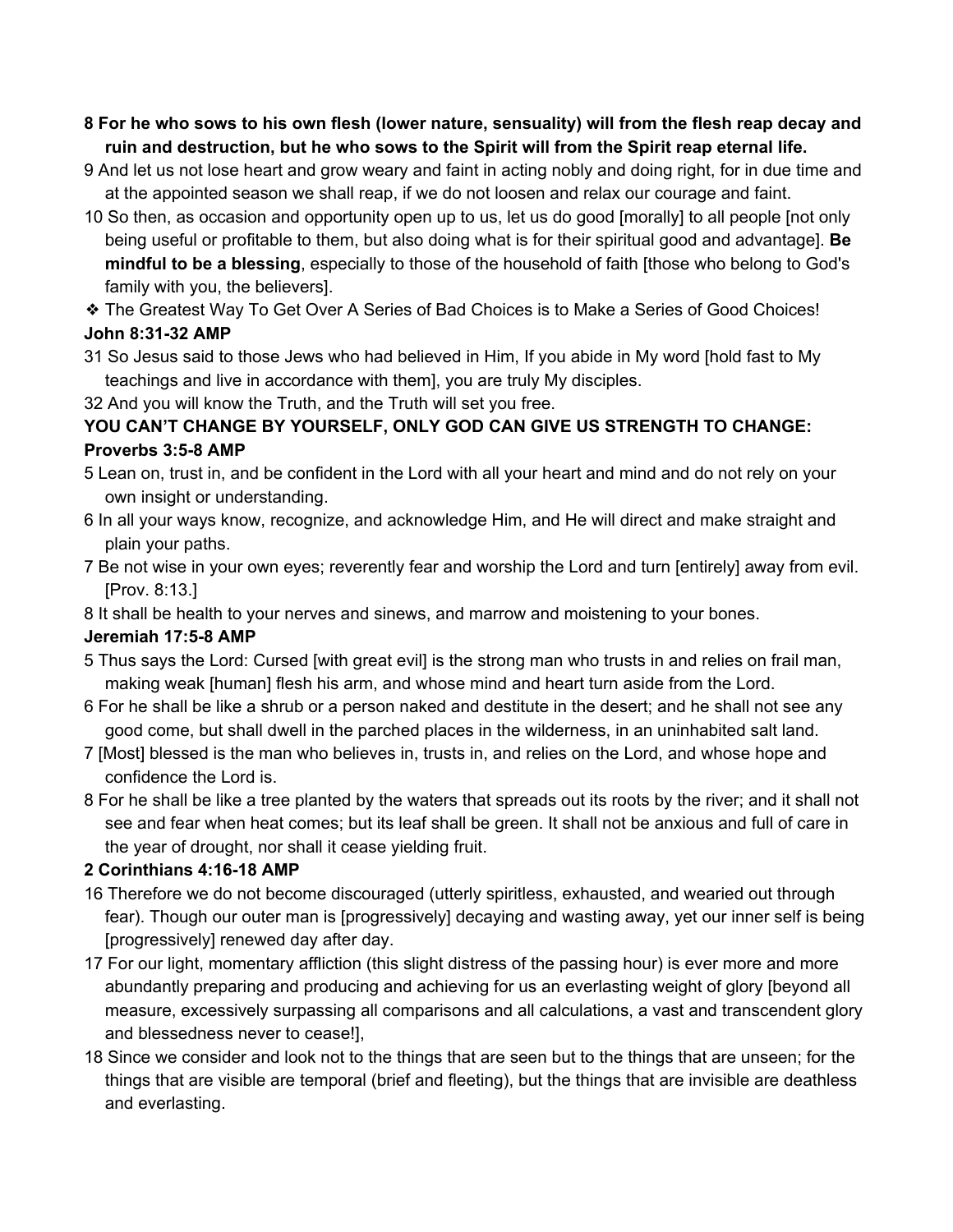**8 For he who sows to his own flesh (lower nature, sensuality) will from the flesh reap decay and ruin and destruction, but he who sows to the Spirit will from the Spirit reap eternal life.**

9 And let us not lose heart and grow weary and faint in acting nobly and doing right, for in due time and at the appointed season we shall reap, if we do not loosen and relax our courage and faint.

10 So then, as occasion and opportunity open up to us, let us do good [morally] to all people [not only being useful or profitable to them, but also doing what is for their spiritual good and advantage]. **Be mindful to be a blessing**, especially to those of the household of faith [those who belong to God's family with you, the believers].

❖ The Greatest Way To Get Over A Series of Bad Choices is to Make a Series of Good Choices!

**John 8:31-32 AMP**

31 So Jesus said to those Jews who had believed in Him, If you abide in My word [hold fast to My teachings and live in accordance with them], you are truly My disciples.

32 And you will know the Truth, and the Truth will set you free.

**YOU CAN'T CHANGE BY YOURSELF, ONLY GOD CAN GIVE US STRENGTH TO CHANGE:**

**Proverbs 3:5-8 AMP**

5 Lean on, trust in, and be confident in the Lord with all your heart and mind and do not rely on your own insight or understanding.

6 In all your ways know, recognize, and acknowledge Him, and He will direct and make straight and plain your paths.

7 Be not wise in your own eyes; reverently fear and worship the Lord and turn [entirely] away from evil. [Prov. 8:13.]

8 It shall be health to your nerves and sinews, and marrow and moistening to your bones.

**Jeremiah 17:5-8 AMP**

5 Thus says the Lord: Cursed [with great evil] is the strong man who trusts in and relies on frail man, making weak [human] flesh his arm, and whose mind and heart turn aside from the Lord.

6 For he shall be like a shrub or a person naked and destitute in the desert; and he shall not see any good come, but shall dwell in the parched places in the wilderness, in an uninhabited salt land.

7 [Most] blessed is the man who believes in, trusts in, and relies on the Lord, and whose hope and confidence the Lord is.

8 For he shall be like a tree planted by the waters that spreads out its roots by the river; and it shall not see and fear when heat comes; but its leaf shall be green. It shall not be anxious and full of care in the year of drought, nor shall it cease yielding fruit.

**2 Corinthians 4:16-18 AMP**

16 Therefore we do not become discouraged (utterly spiritless, exhausted, and wearied out through fear). Though our outer man is [progressively] decaying and wasting away, yet our inner self is being [progressively] renewed day after day.

17 For our light, momentary affliction (this slight distress of the passing hour) is ever more and more abundantly preparing and producing and achieving for us an everlasting weight of glory [beyond all measure, excessively surpassing all comparisons and all calculations, a vast and transcendent glory and blessedness never to cease!],

18 Since we consider and look not to the things that are seen but to the things that are unseen; for the things that are visible are temporal (brief and fleeting), but the things that are invisible are deathless and everlasting.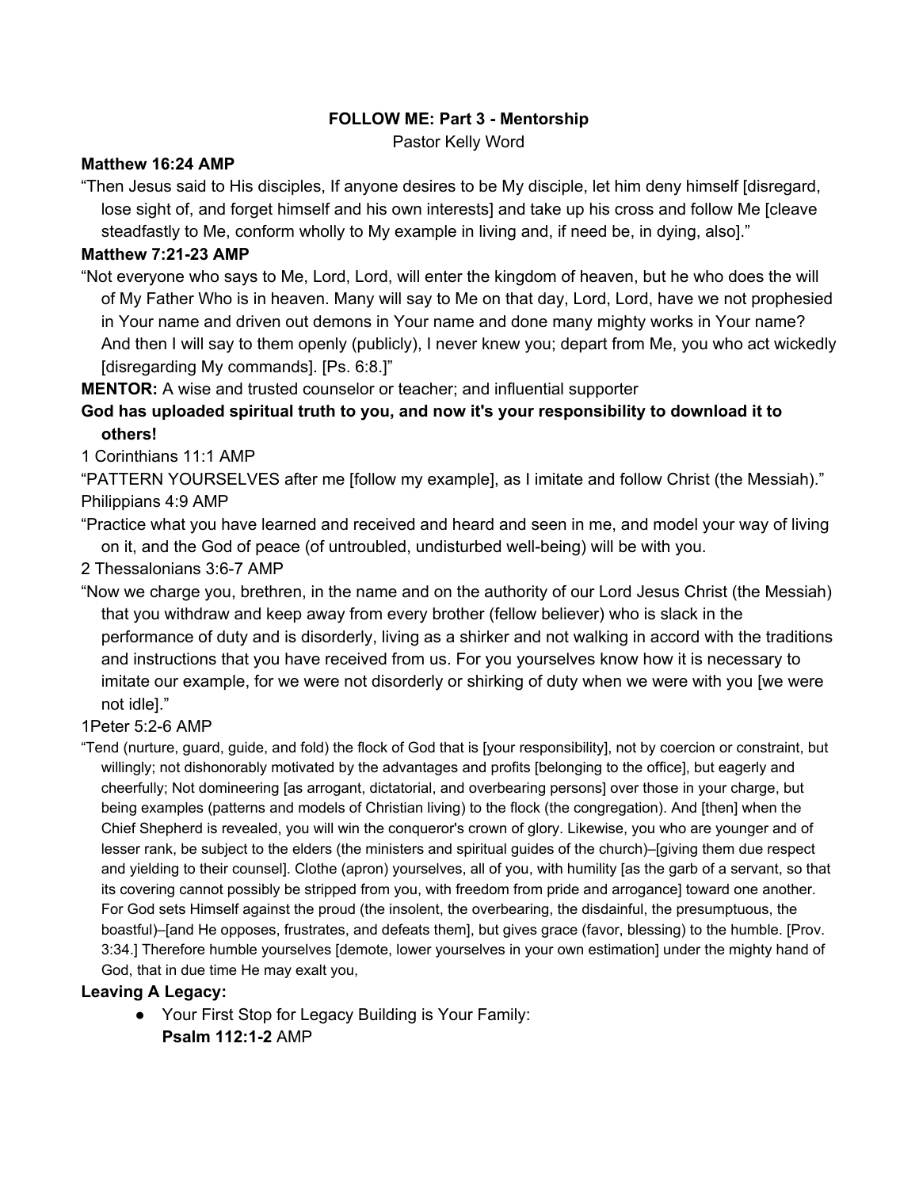**FOLLOW ME: Part 3 - Mentorship**

Pastor Kelly Word

**Matthew 16:24 AMP**

"Then Jesus said to His disciples, If anyone desires to be My disciple, let him deny himself [disregard, lose sight of, and forget himself and his own interests] and take up his cross and follow Me [cleave steadfastly to Me, conform wholly to My example in living and, if need be, in dying, also]."

**Matthew 7:21-23 AMP**

"Not everyone who says to Me, Lord, Lord, will enter the kingdom of heaven, but he who does the will of My Father Who is in heaven. Many will say to Me on that day, Lord, Lord, have we not prophesied in Your name and driven out demons in Your name and done many mighty works in Your name? And then I will say to them openly (publicly), I never knew you; depart from Me, you who act wickedly [disregarding My commands]. [Ps. 6:8.]"

**MENTOR:** A wise and trusted counselor or teacher; and influential supporter

**God has uploaded spiritual truth to you, and now it's your responsibility to download it to others!**

1 Corinthians 11:1 AMP

"PATTERN YOURSELVES after me [follow my example], as I imitate and follow Christ (the Messiah)."

Philippians 4:9 AMP

"Practice what you have learned and received and heard and seen in me, and model your way of living on it, and the God of peace (of untroubled, undisturbed well-being) will be with you.

2 Thessalonians 3:6-7 AMP

"Now we charge you, brethren, in the name and on the authority of our Lord Jesus Christ (the Messiah) that you withdraw and keep away from every brother (fellow believer) who is slack in the performance of duty and is disorderly, living as a shirker and not walking in accord with the traditions and instructions that you have received from us. For you yourselves know how it is necessary to imitate our example, for we were not disorderly or shirking of duty when we were with you [we were not idle]."

1Peter 5:2-6 AMP

"Tend (nurture, guard, guide, and fold) the flock of God that is [your responsibility], not by coercion or constraint, but willingly; not dishonorably motivated by the advantages and profits [belonging to the office], but eagerly and cheerfully; Not domineering [as arrogant, dictatorial, and overbearing persons] over those in your charge, but being examples (patterns and models of Christian living) to the flock (the congregation). And [then] when the Chief Shepherd is revealed, you will win the conqueror's crown of glory. Likewise, you who are younger and of lesser rank, be subject to the elders (the ministers and spiritual guides of the church)–[giving them due respect and yielding to their counsel]. Clothe (apron) yourselves, all of you, with humility [as the garb of a servant, so that its covering cannot possibly be stripped from you, with freedom from pride and arrogance] toward one another. For God sets Himself against the proud (the insolent, the overbearing, the disdainful, the presumptuous, the boastful)–[and He opposes, frustrates, and defeats them], but gives grace (favor, blessing) to the humble. [Prov. 3:34.] Therefore humble yourselves [demote, lower yourselves in your own estimation] under the mighty hand of God, that in due time He may exalt you,

**Leaving A Legacy:**

- Your First Stop for Legacy Building is Your Family:
  **Psalm 112:1-2** AMP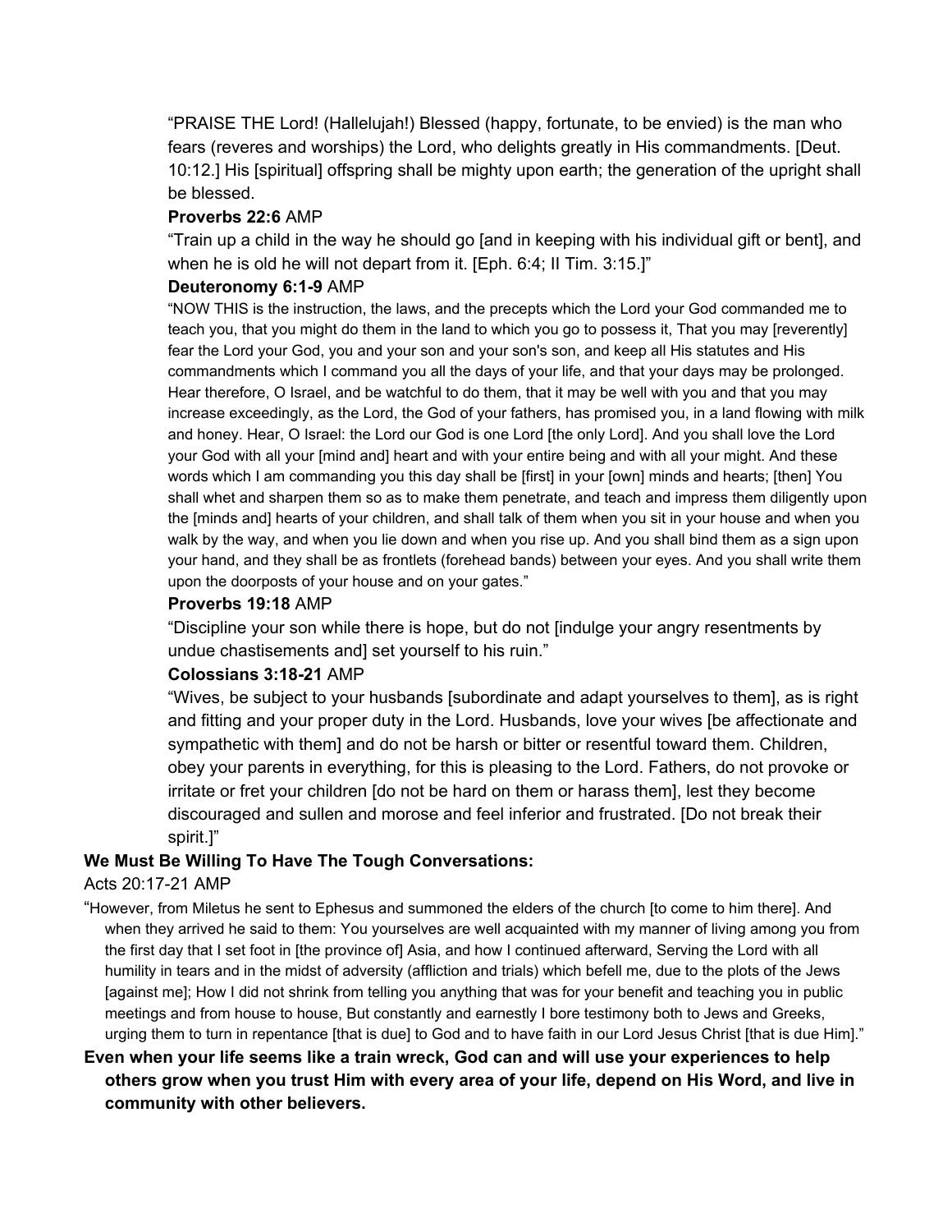"PRAISE THE Lord! (Hallelujah!) Blessed (happy, fortunate, to be envied) is the man who fears (reveres and worships) the Lord, who delights greatly in His commandments. [Deut. 10:12.] His [spiritual] offspring shall be mighty upon earth; the generation of the upright shall be blessed.

**Proverbs 22:6** AMP

"Train up a child in the way he should go [and in keeping with his individual gift or bent], and when he is old he will not depart from it. [Eph. 6:4; II Tim. 3:15.]"

**Deuteronomy 6:1-9** AMP

"NOW THIS is the instruction, the laws, and the precepts which the Lord your God commanded me to teach you, that you might do them in the land to which you go to possess it, That you may [reverently] fear the Lord your God, you and your son and your son's son, and keep all His statutes and His commandments which I command you all the days of your life, and that your days may be prolonged. Hear therefore, O Israel, and be watchful to do them, that it may be well with you and that you may increase exceedingly, as the Lord, the God of your fathers, has promised you, in a land flowing with milk and honey. Hear, O Israel: the Lord our God is one Lord [the only Lord]. And you shall love the Lord your God with all your [mind and] heart and with your entire being and with all your might. And these words which I am commanding you this day shall be [first] in your [own] minds and hearts; [then] You shall whet and sharpen them so as to make them penetrate, and teach and impress them diligently upon the [minds and] hearts of your children, and shall talk of them when you sit in your house and when you walk by the way, and when you lie down and when you rise up. And you shall bind them as a sign upon your hand, and they shall be as frontlets (forehead bands) between your eyes. And you shall write them upon the doorposts of your house and on your gates."

**Proverbs 19:18** AMP

"Discipline your son while there is hope, but do not [indulge your angry resentments by undue chastisements and] set yourself to his ruin."

**Colossians 3:18-21** AMP

"Wives, be subject to your husbands [subordinate and adapt yourselves to them], as is right and fitting and your proper duty in the Lord. Husbands, love your wives [be affectionate and sympathetic with them] and do not be harsh or bitter or resentful toward them. Children, obey your parents in everything, for this is pleasing to the Lord. Fathers, do not provoke or irritate or fret your children [do not be hard on them or harass them], lest they become discouraged and sullen and morose and feel inferior and frustrated. [Do not break their spirit.]"

**We Must Be Willing To Have The Tough Conversations:**

Acts 20:17-21 AMP

"However, from Miletus he sent to Ephesus and summoned the elders of the church [to come to him there]. And when they arrived he said to them: You yourselves are well acquainted with my manner of living among you from the first day that I set foot in [the province of] Asia, and how I continued afterward, Serving the Lord with all humility in tears and in the midst of adversity (affliction and trials) which befell me, due to the plots of the Jews [against me]; How I did not shrink from telling you anything that was for your benefit and teaching you in public meetings and from house to house, But constantly and earnestly I bore testimony both to Jews and Greeks, urging them to turn in repentance [that is due] to God and to have faith in our Lord Jesus Christ [that is due Him]."

**Even when your life seems like a train wreck, God can and will use your experiences to help others grow when you trust Him with every area of your life, depend on His Word, and live in community with other believers.**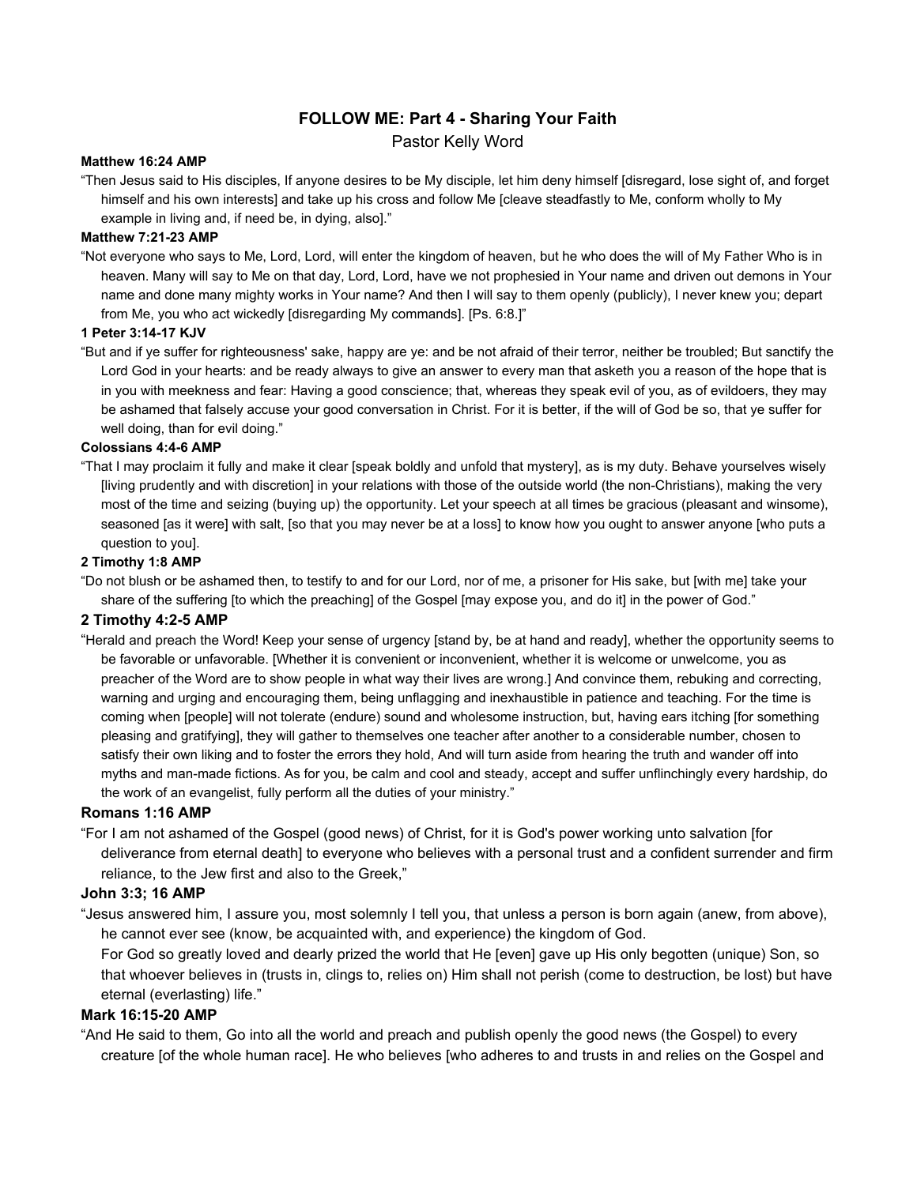## FOLLOW ME: Part 4 - Sharing Your Faith

Pastor Kelly Word

**Matthew 16:24 AMP**

"Then Jesus said to His disciples, If anyone desires to be My disciple, let him deny himself [disregard, lose sight of, and forget himself and his own interests] and take up his cross and follow Me [cleave steadfastly to Me, conform wholly to My example in living and, if need be, in dying, also]."

**Matthew 7:21-23 AMP**

"Not everyone who says to Me, Lord, Lord, will enter the kingdom of heaven, but he who does the will of My Father Who is in heaven. Many will say to Me on that day, Lord, Lord, have we not prophesied in Your name and driven out demons in Your name and done many mighty works in Your name? And then I will say to them openly (publicly), I never knew you; depart from Me, you who act wickedly [disregarding My commands]. [Ps. 6:8.]"

**1 Peter 3:14-17 KJV**

"But and if ye suffer for righteousness' sake, happy are ye: and be not afraid of their terror, neither be troubled; But sanctify the Lord God in your hearts: and be ready always to give an answer to every man that asketh you a reason of the hope that is in you with meekness and fear: Having a good conscience; that, whereas they speak evil of you, as of evildoers, they may be ashamed that falsely accuse your good conversation in Christ. For it is better, if the will of God be so, that ye suffer for well doing, than for evil doing."

**Colossians 4:4-6 AMP**

"That I may proclaim it fully and make it clear [speak boldly and unfold that mystery], as is my duty. Behave yourselves wisely [living prudently and with discretion] in your relations with those of the outside world (the non-Christians), making the very most of the time and seizing (buying up) the opportunity. Let your speech at all times be gracious (pleasant and winsome), seasoned [as it were] with salt, [so that you may never be at a loss] to know how you ought to answer anyone [who puts a question to you].

**2 Timothy 1:8 AMP**

"Do not blush or be ashamed then, to testify to and for our Lord, nor of me, a prisoner for His sake, but [with me] take your share of the suffering [to which the preaching] of the Gospel [may expose you, and do it] in the power of God."

**2 Timothy 4:2-5 AMP**

"Herald and preach the Word! Keep your sense of urgency [stand by, be at hand and ready], whether the opportunity seems to be favorable or unfavorable. [Whether it is convenient or inconvenient, whether it is welcome or unwelcome, you as preacher of the Word are to show people in what way their lives are wrong.] And convince them, rebuking and correcting, warning and urging and encouraging them, being unflagging and inexhaustible in patience and teaching. For the time is coming when [people] will not tolerate (endure) sound and wholesome instruction, but, having ears itching [for something pleasing and gratifying], they will gather to themselves one teacher after another to a considerable number, chosen to satisfy their own liking and to foster the errors they hold, And will turn aside from hearing the truth and wander off into myths and man-made fictions. As for you, be calm and cool and steady, accept and suffer unflinchingly every hardship, do the work of an evangelist, fully perform all the duties of your ministry."

**Romans 1:16 AMP**

"For I am not ashamed of the Gospel (good news) of Christ, for it is God's power working unto salvation [for deliverance from eternal death] to everyone who believes with a personal trust and a confident surrender and firm reliance, to the Jew first and also to the Greek,"

**John 3:3; 16 AMP**

"Jesus answered him, I assure you, most solemnly I tell you, that unless a person is born again (anew, from above), he cannot ever see (know, be acquainted with, and experience) the kingdom of God.
For God so greatly loved and dearly prized the world that He [even] gave up His only begotten (unique) Son, so that whoever believes in (trusts in, clings to, relies on) Him shall not perish (come to destruction, be lost) but have eternal (everlasting) life."

**Mark 16:15-20 AMP**

"And He said to them, Go into all the world and preach and publish openly the good news (the Gospel) to every creature [of the whole human race]. He who believes [who adheres to and trusts in and relies on the Gospel and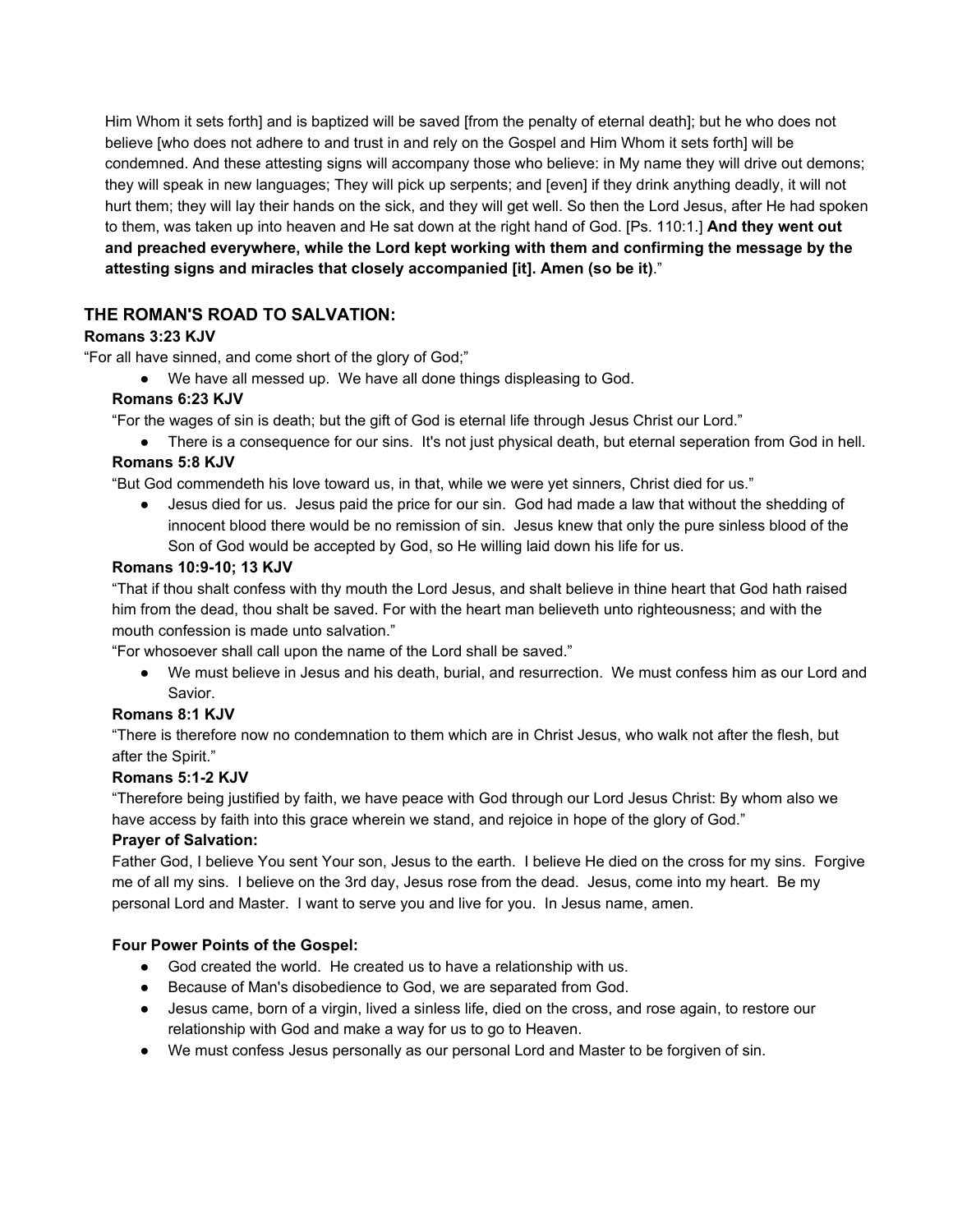Him Whom it sets forth] and is baptized will be saved [from the penalty of eternal death]; but he who does not believe [who does not adhere to and trust in and rely on the Gospel and Him Whom it sets forth] will be condemned. And these attesting signs will accompany those who believe: in My name they will drive out demons; they will speak in new languages; They will pick up serpents; and [even] if they drink anything deadly, it will not hurt them; they will lay their hands on the sick, and they will get well. So then the Lord Jesus, after He had spoken to them, was taken up into heaven and He sat down at the right hand of God. [Ps. 110:1.] **And they went out and preached everywhere, while the Lord kept working with them and confirming the message by the attesting signs and miracles that closely accompanied [it]. Amen (so be it)**."

## THE ROMAN'S ROAD TO SALVATION:

**Romans 3:23 KJV**

"For all have sinned, and come short of the glory of God;"

- We have all messed up. We have all done things displeasing to God.

**Romans 6:23 KJV**

"For the wages of sin is death; but the gift of God is eternal life through Jesus Christ our Lord."

- There is a consequence for our sins. It's not just physical death, but eternal seperation from God in hell.

**Romans 5:8 KJV**

"But God commendeth his love toward us, in that, while we were yet sinners, Christ died for us."

- Jesus died for us. Jesus paid the price for our sin. God had made a law that without the shedding of innocent blood there would be no remission of sin. Jesus knew that only the pure sinless blood of the Son of God would be accepted by God, so He willing laid down his life for us.

**Romans 10:9-10; 13 KJV**

"That if thou shalt confess with thy mouth the Lord Jesus, and shalt believe in thine heart that God hath raised him from the dead, thou shalt be saved. For with the heart man believeth unto righteousness; and with the mouth confession is made unto salvation."

"For whosoever shall call upon the name of the Lord shall be saved."

- We must believe in Jesus and his death, burial, and resurrection. We must confess him as our Lord and Savior.

**Romans 8:1 KJV**

"There is therefore now no condemnation to them which are in Christ Jesus, who walk not after the flesh, but after the Spirit."

**Romans 5:1-2 KJV**

"Therefore being justified by faith, we have peace with God through our Lord Jesus Christ: By whom also we have access by faith into this grace wherein we stand, and rejoice in hope of the glory of God."

**Prayer of Salvation:**

Father God, I believe You sent Your son, Jesus to the earth. I believe He died on the cross for my sins. Forgive me of all my sins. I believe on the 3rd day, Jesus rose from the dead. Jesus, come into my heart. Be my personal Lord and Master. I want to serve you and live for you. In Jesus name, amen.

**Four Power Points of the Gospel:**

- God created the world. He created us to have a relationship with us.
- Because of Man's disobedience to God, we are separated from God.
- Jesus came, born of a virgin, lived a sinless life, died on the cross, and rose again, to restore our relationship with God and make a way for us to go to Heaven.
- We must confess Jesus personally as our personal Lord and Master to be forgiven of sin.